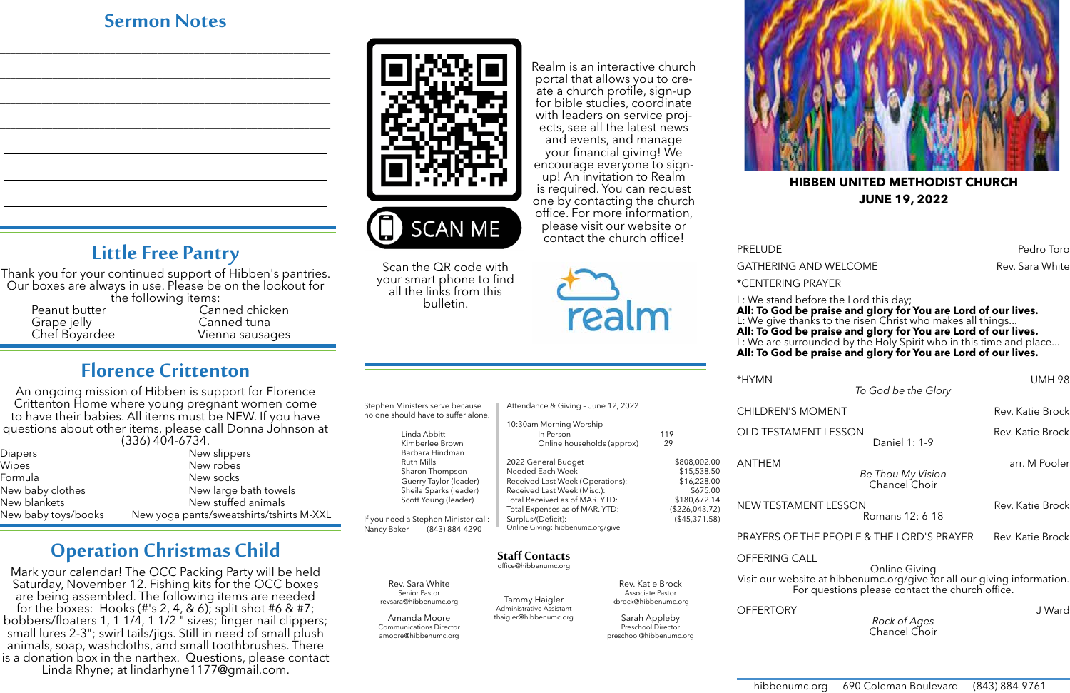## Sermon Notes

_______________________________________________

_______________________________________________

_______________________________________________

_______________________________________________

_______________________________________________

_______________________________________________

_______________________________________________

## Little Free Pantry

Thank you for your continued support of Hibben's pantries. Our boxes are always in use. Please be on the lookout for the following items:

| | |
|---|---|
| Peanut butter | Canned chicken |
| Grape jelly | Canned tuna |
| Chef Boyardee | Vienna sausages |

## Florence Crittenton

An ongoing mission of Hibben is support for Florence Crittenton Home where young pregnant women come to have their babies. All items must be NEW. If you have questions about other items, please call Donna Johnson at (336) 404-6734.

| | |
|---|---|
| Diapers | New slippers |
| Wipes | New robes |
| Formula | New socks |
| New baby clothes | New large bath towels |
| New blankets | New stuffed animals |
| New baby toys/books | New yoga pants/sweatshirts/tshirts M-XXL |

## Operation Christmas Child

Mark your calendar! The OCC Packing Party will be held Saturday, November 12. Fishing kits for the OCC boxes are being assembled. The following items are needed for the boxes: Hooks (#'s 2, 4, & 6); split shot #6 & #7; bobbers/floaters 1, 1 1/4, 1 1/2 " sizes; finger nail clippers; small lures 2-3"; swirl tails/jigs. Still in need of small plush animals, soap, washcloths, and small toothbrushes. There is a donation box in the narthex. Questions, please contact Linda Rhyne; at lindarhyne1177@gmail.com.

SCAN ME

Scan the QR code with your smart phone to find all the links from this bulletin.

Realm is an interactive church portal that allows you to create a church profile, sign-up for bible studies, coordinate with leaders on service projects, see all the latest news and events, and manage your financial giving! We encourage everyone to sign-up! An invitation to Realm is required. You can request one by contacting the church office. For more information, please visit our website or contact the church office!

realm

Stephen Ministers serve because no one should have to suffer alone.

Linda Abbitt
Kimberlee Brown
Barbara Hindman
Ruth Mills
Sharon Thompson
Guerry Taylor (leader)
Sheila Sparks (leader)
Scott Young (leader)

If you need a Stephen Minister call:
Nancy Baker (843) 884-4290

Attendance & Giving – June 12, 2022

10:30am Morning Worship

| | |
|---|---|
| In Person | 119 |
| Online households (approx) | 29 |

| | |
|---|---|
| 2022 General Budget | $808,002.00 |
| Needed Each Week | $15,538.50 |
| Received Last Week (Operations): | $16,228.00 |
| Received Last Week (Misc.): | $675.00 |
| Total Received as of MAR. YTD: | $180,672.14 |
| Total Expenses as of MAR. YTD: | ($226,043.72) |
| Surplus/(Deficit): | ($45,371.58) |

Online Giving: hibbenumc.org/give

### Staff Contacts

office@hibbenumc.org

Rev. Sara White
Senior Pastor
revsara@hibbenumc.org

Tammy Haigler
Administrative Assistant
thaigler@hibbenumc.org

Rev. Katie Brock
Associate Pastor
kbrock@hibbenumc.org

Amanda Moore
Communications Director
amoore@hibbenumc.org

Sarah Appleby
Preschool Director
preschool@hibbenumc.org

**HIBBEN UNITED METHODIST CHURCH**
**JUNE 19, 2022**

PRELUDE — Pedro Toro

GATHERING AND WELCOME — Rev. Sara White

*CENTERING PRAYER

L: We stand before the Lord this day;
**All: To God be praise and glory for You are Lord of our lives.**
L: We give thanks to the risen Christ who makes all things...
**All: To God be praise and glory for You are Lord of our lives.**
L: We are surrounded by the Holy Spirit who in this time and place...
**All: To God be praise and glory for You are Lord of our lives.**

*HYMN — UMH 98
*To God be the Glory*

CHILDREN'S MOMENT — Rev. Katie Brock

OLD TESTAMENT LESSON — Rev. Katie Brock
Daniel 1: 1-9

ANTHEM — arr. M Pooler
*Be Thou My Vision*
Chancel Choir

NEW TESTAMENT LESSON — Rev. Katie Brock
Romans 12: 6-18

PRAYERS OF THE PEOPLE & THE LORD'S PRAYER — Rev. Katie Brock

OFFERING CALL
Online Giving
Visit our website at hibbenumc.org/give for all our giving information.
For questions please contact the church office.

OFFERTORY — J Ward
*Rock of Ages*
Chancel Choir

hibbenumc.org – 690 Coleman Boulevard – (843) 884-9761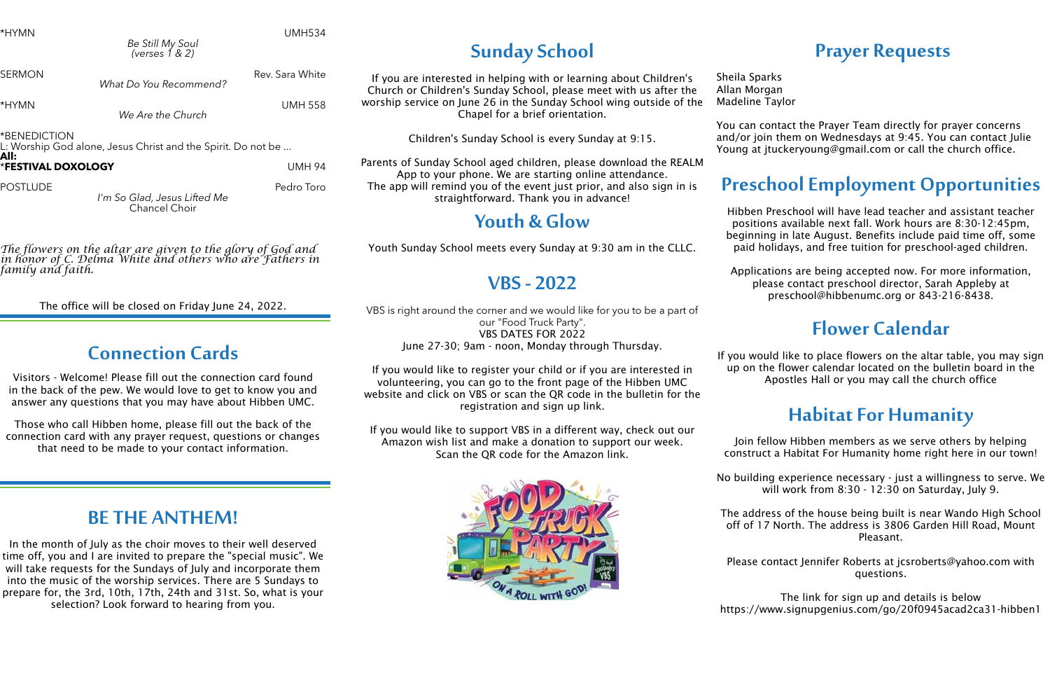*HYMN UMH534

*Be Still My Soul*
*(verses 1 & 2)*

SERMON Rev. Sara White

*What Do You Recommend?*

*HYMN UMH 558

*We Are the Church*

*BENEDICTION

L: Worship God alone, Jesus Christ and the Spirit. Do not be ...

**All:**

***FESTIVAL DOXOLOGY** UMH 94

POSTLUDE Pedro Toro

*I'm So Glad, Jesus Lifted Me*
Chancel Choir

*The flowers on the altar are given to the glory of God and in honor of C. Delma White and others who are Fathers in family and faith.*

The office will be closed on Friday June 24, 2022.

## Connection Cards

Visitors - Welcome! Please fill out the connection card found in the back of the pew. We would love to get to know you and answer any questions that you may have about Hibben UMC.

Those who call Hibben home, please fill out the back of the connection card with any prayer request, questions or changes that need to be made to your contact information.

## BE THE ANTHEM!

In the month of July as the choir moves to their well deserved time off, you and I are invited to prepare the "special music". We will take requests for the Sundays of July and incorporate them into the music of the worship services. There are 5 Sundays to prepare for, the 3rd, 10th, 17th, 24th and 31st. So, what is your selection? Look forward to hearing from you.

## Sunday School

If you are interested in helping with or learning about Children's Church or Children's Sunday School, please meet with us after the worship service on June 26 in the Sunday School wing outside of the Chapel for a brief orientation.

Children's Sunday School is every Sunday at 9:15.

Parents of Sunday School aged children, please download the REALM App to your phone. We are starting online attendance.
The app will remind you of the event just prior, and also sign in is straightforward. Thank you in advance!

## Youth & Glow

Youth Sunday School meets every Sunday at 9:30 am in the CLLC.

## VBS - 2022

VBS is right around the corner and we would like for you to be a part of our "Food Truck Party".
VBS DATES FOR 2022
June 27-30; 9am - noon, Monday through Thursday.

If you would like to register your child or if you are interested in volunteering, you can go to the front page of the Hibben UMC website and click on VBS or scan the QR code in the bulletin for the registration and sign up link.

If you would like to support VBS in a different way, check out our Amazon wish list and make a donation to support our week. Scan the QR code for the Amazon link.

## Prayer Requests

Sheila Sparks
Allan Morgan
Madeline Taylor

You can contact the Prayer Team directly for prayer concerns and/or join them on Wednesdays at 9:45. You can contact Julie Young at jtuckeryoung@gmail.com or call the church office.

## Preschool Employment Opportunities

Hibben Preschool will have lead teacher and assistant teacher positions available next fall. Work hours are 8:30-12:45pm, beginning in late August. Benefits include paid time off, some paid holidays, and free tuition for preschool-aged children.

Applications are being accepted now. For more information, please contact preschool director, Sarah Appleby at preschool@hibbenumc.org or 843-216-8438.

## Flower Calendar

If you would like to place flowers on the altar table, you may sign up on the flower calendar located on the bulletin board in the Apostles Hall or you may call the church office

## Habitat For Humanity

Join fellow Hibben members as we serve others by helping construct a Habitat For Humanity home right here in our town!

No building experience necessary - just a willingness to serve. We will work from 8:30 - 12:30 on Saturday, July 9.

The address of the house being built is near Wando High School off of 17 North. The address is 3806 Garden Hill Road, Mount Pleasant.

Please contact Jennifer Roberts at jcsroberts@yahoo.com with questions.

The link for sign up and details is below
https://www.signupgenius.com/go/20f0945acad2ca31-hibben1